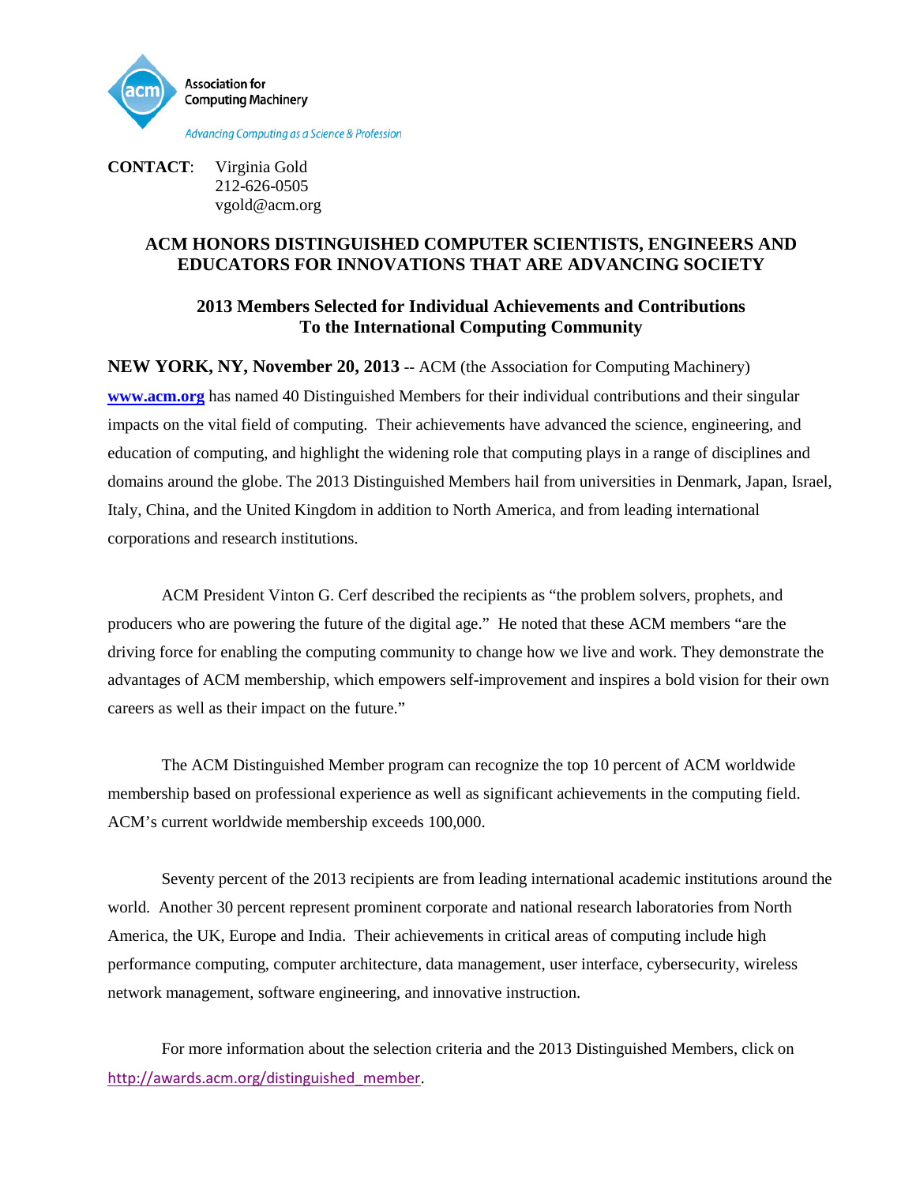Association for Computing Machinery

*Advancing Computing as a Science & Profession*

**CONTACT**: Virginia Gold
212-626-0505
vgold@acm.org

## ACM HONORS DISTINGUISHED COMPUTER SCIENTISTS, ENGINEERS AND EDUCATORS FOR INNOVATIONS THAT ARE ADVANCING SOCIETY

### 2013 Members Selected for Individual Achievements and Contributions To the International Computing Community

**NEW YORK, NY, November 20, 2013** -- ACM (the Association for Computing Machinery) **www.acm.org** has named 40 Distinguished Members for their individual contributions and their singular impacts on the vital field of computing. Their achievements have advanced the science, engineering, and education of computing, and highlight the widening role that computing plays in a range of disciplines and domains around the globe. The 2013 Distinguished Members hail from universities in Denmark, Japan, Israel, Italy, China, and the United Kingdom in addition to North America, and from leading international corporations and research institutions.

ACM President Vinton G. Cerf described the recipients as "the problem solvers, prophets, and producers who are powering the future of the digital age." He noted that these ACM members "are the driving force for enabling the computing community to change how we live and work. They demonstrate the advantages of ACM membership, which empowers self-improvement and inspires a bold vision for their own careers as well as their impact on the future."

The ACM Distinguished Member program can recognize the top 10 percent of ACM worldwide membership based on professional experience as well as significant achievements in the computing field. ACM's current worldwide membership exceeds 100,000.

Seventy percent of the 2013 recipients are from leading international academic institutions around the world. Another 30 percent represent prominent corporate and national research laboratories from North America, the UK, Europe and India. Their achievements in critical areas of computing include high performance computing, computer architecture, data management, user interface, cybersecurity, wireless network management, software engineering, and innovative instruction.

For more information about the selection criteria and the 2013 Distinguished Members, click on http://awards.acm.org/distinguished_member.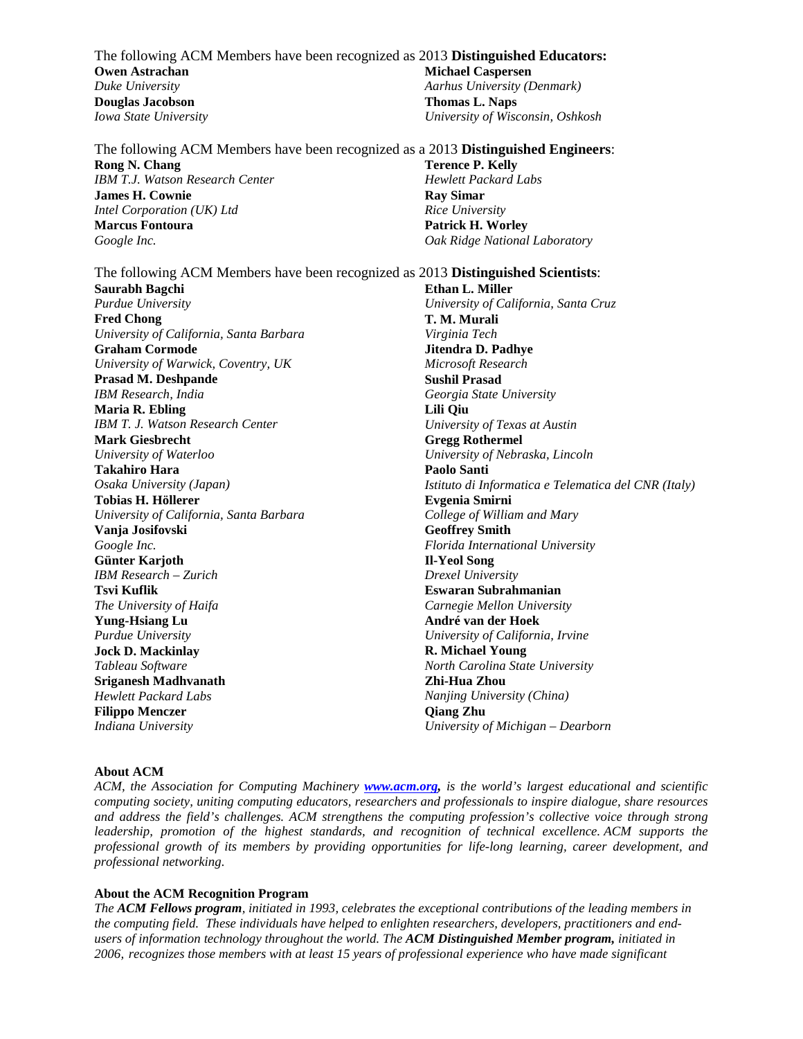The following ACM Members have been recognized as 2013 **Distinguished Educators:**

**Owen Astrachan**
*Duke University*

**Douglas Jacobson**
*Iowa State University*

**Michael Caspersen**
*Aarhus University (Denmark)*

**Thomas L. Naps**
*University of Wisconsin, Oshkosh*

The following ACM Members have been recognized as a 2013 **Distinguished Engineers**:

**Rong N. Chang**
*IBM T.J. Watson Research Center*

**James H. Cownie**
*Intel Corporation (UK) Ltd*

**Marcus Fontoura**
*Google Inc.*

**Terence P. Kelly**
*Hewlett Packard Labs*

**Ray Simar**
*Rice University*

**Patrick H. Worley**
*Oak Ridge National Laboratory*

The following ACM Members have been recognized as 2013 **Distinguished Scientists**:

**Saurabh Bagchi**
*Purdue University*

**Fred Chong**
*University of California, Santa Barbara*

**Graham Cormode**
*University of Warwick, Coventry, UK*

**Prasad M. Deshpande**
*IBM Research, India*

**Maria R. Ebling**
*IBM T. J. Watson Research Center*

**Mark Giesbrecht**
*University of Waterloo*

**Takahiro Hara**
*Osaka University (Japan)*

**Tobias H. Höllerer**
*University of California, Santa Barbara*

**Vanja Josifovski**
*Google Inc.*

**Günter Karjoth**
*IBM Research – Zurich*

**Tsvi Kuflik**
*The University of Haifa*

**Yung-Hsiang Lu**
*Purdue University*

**Jock D. Mackinlay**
*Tableau Software*

**Sriganesh Madhvanath**
*Hewlett Packard Labs*

**Filippo Menczer**
*Indiana University*

**Ethan L. Miller**
*University of California, Santa Cruz*

**T. M. Murali**
*Virginia Tech*

**Jitendra D. Padhye**
*Microsoft Research*

**Sushil Prasad**
*Georgia State University*

**Lili Qiu**
*University of Texas at Austin*

**Gregg Rothermel**
*University of Nebraska, Lincoln*

**Paolo Santi**
*Istituto di Informatica e Telematica del CNR (Italy)*

**Evgenia Smirni**
*College of William and Mary*

**Geoffrey Smith**
*Florida International University*

**Il-Yeol Song**
*Drexel University*

**Eswaran Subrahmanian**
*Carnegie Mellon University*

**André van der Hoek**
*University of California, Irvine*

**R. Michael Young**
*North Carolina State University*

**Zhi-Hua Zhou**
*Nanjing University (China)*

**Qiang Zhu**
*University of Michigan – Dearborn*

**About ACM**

*ACM, the Association for Computing Machinery **www.acm.org**, is the world's largest educational and scientific computing society, uniting computing educators, researchers and professionals to inspire dialogue, share resources and address the field's challenges. ACM strengthens the computing profession's collective voice through strong leadership, promotion of the highest standards, and recognition of technical excellence. ACM supports the professional growth of its members by providing opportunities for life-long learning, career development, and professional networking.*

**About the ACM Recognition Program**

*The **ACM Fellows program**, initiated in 1993, celebrates the exceptional contributions of the leading members in the computing field. These individuals have helped to enlighten researchers, developers, practitioners and end-users of information technology throughout the world. The **ACM Distinguished Member program,** initiated in 2006, recognizes those members with at least 15 years of professional experience who have made significant*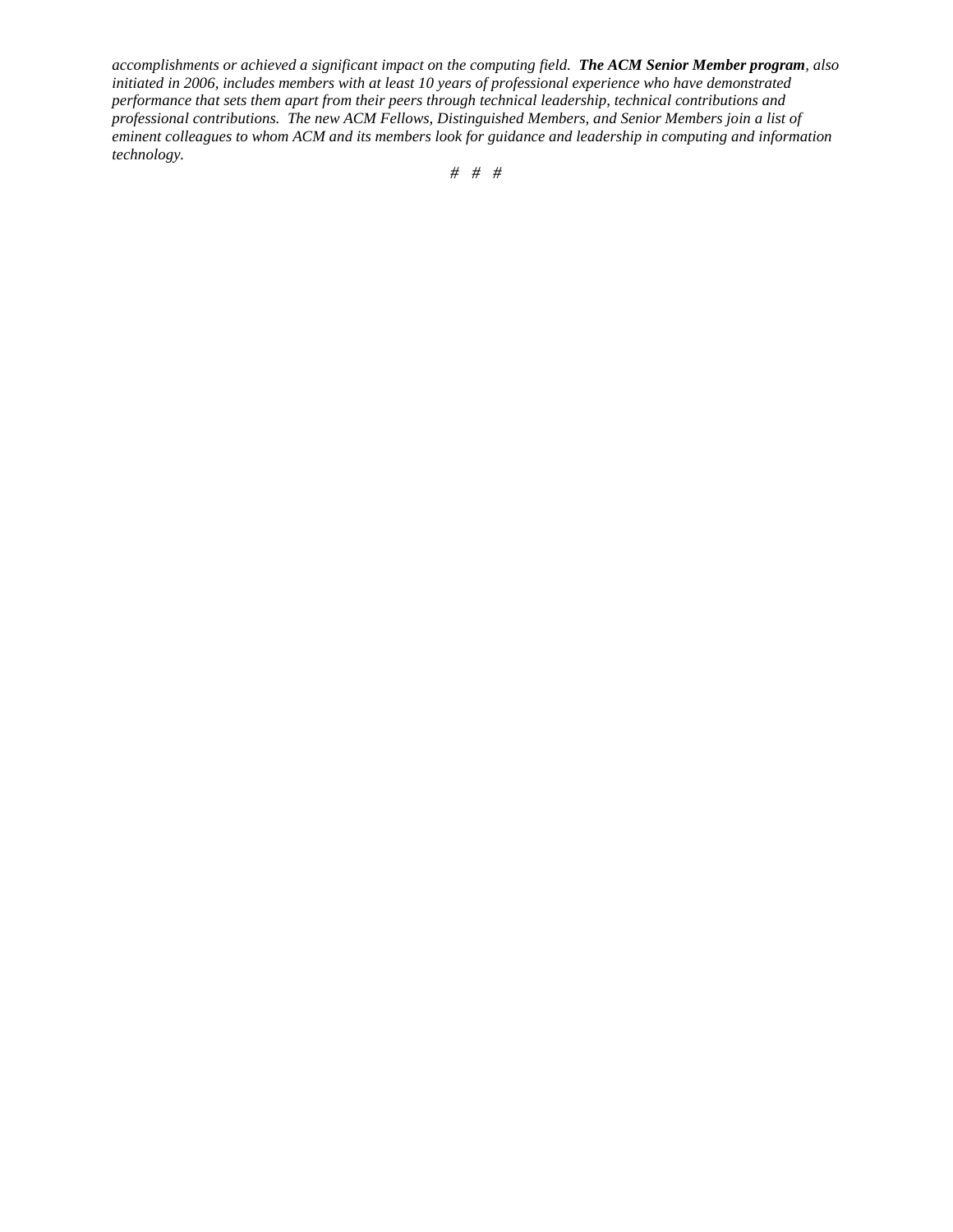*accomplishments or achieved a significant impact on the computing field.* ***The ACM Senior Member program****, also initiated in 2006, includes members with at least 10 years of professional experience who have demonstrated performance that sets them apart from their peers through technical leadership, technical contributions and professional contributions. The new ACM Fellows, Distinguished Members, and Senior Members join a list of eminent colleagues to whom ACM and its members look for guidance and leadership in computing and information technology.*

# # #